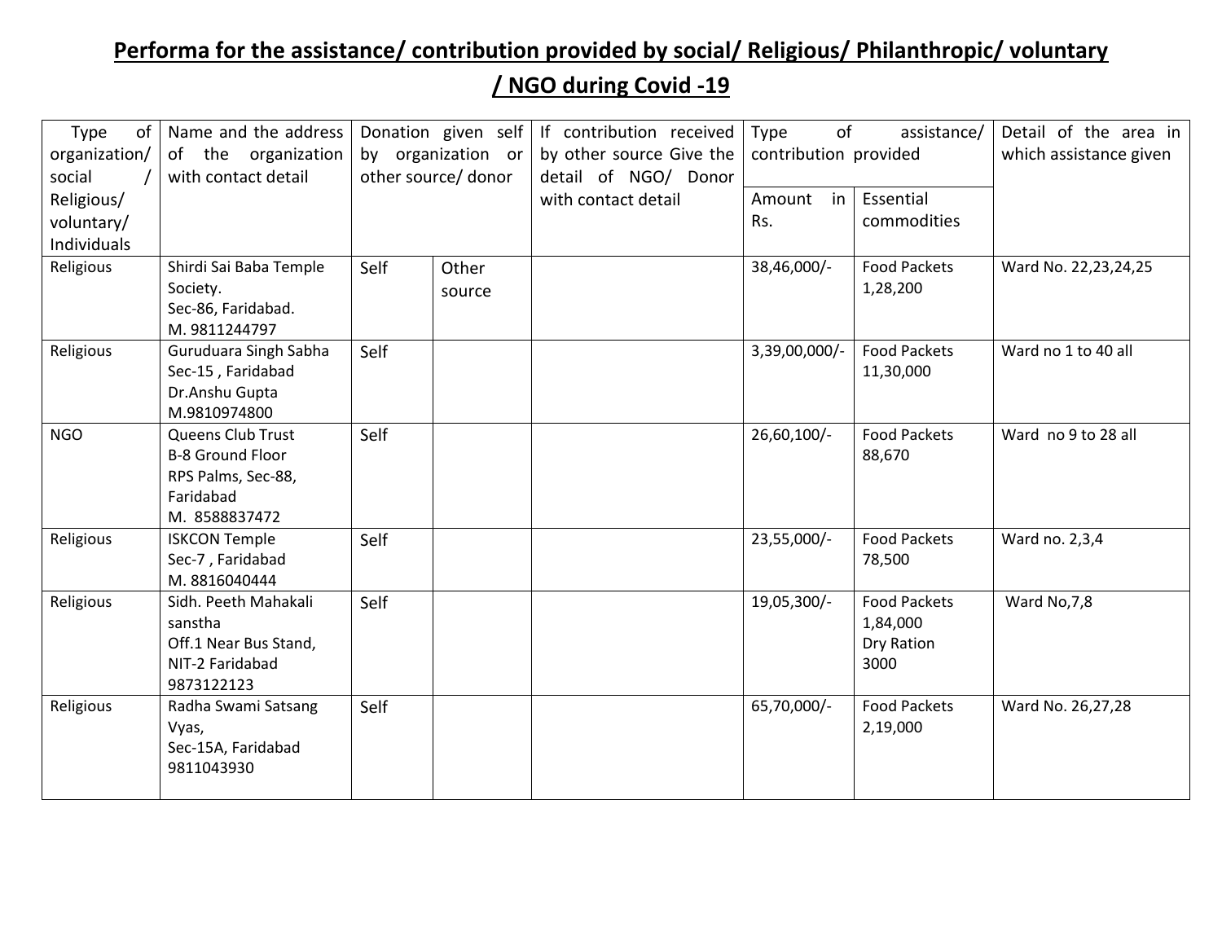# Performa for the assistance/ contribution provided by social/ Religious/ Philanthropic/ voluntary / NGO during Covid -19

| Type of organization/ social / Religious/ voluntary/ Individuals | Name and the address of the organization with contact detail | Donation given self by organization or other source/ donor | | If contribution received by other source Give the detail of NGO/ Donor with contact detail | Type of assistance/ contribution provided | | Detail of the area in which assistance given |
|---|---|---|---|---|---|---|---|
| | | | | | Amount in Rs. | Essential commodities | |
| Religious | Shirdi Sai Baba Temple Society.<br>Sec-86, Faridabad.<br>M. 9811244797 | Self | Other source | | 38,46,000/- | Food Packets 1,28,200 | Ward No. 22,23,24,25 |
| Religious | Guruduara Singh Sabha Sec-15 , Faridabad<br>Dr.Anshu Gupta<br>M.9810974800 | Self | | | 3,39,00,000/- | Food Packets 11,30,000 | Ward no 1 to 40 all |
| NGO | Queens Club Trust<br>B-8 Ground Floor<br>RPS Palms, Sec-88, Faridabad<br>M. 8588837472 | Self | | | 26,60,100/- | Food Packets 88,670 | Ward no 9 to 28 all |
| Religious | ISKCON Temple<br>Sec-7 , Faridabad<br>M. 8816040444 | Self | | | 23,55,000/- | Food Packets 78,500 | Ward no. 2,3,4 |
| Religious | Sidh. Peeth Mahakali sanstha<br>Off.1 Near Bus Stand, NIT-2 Faridabad<br>9873122123 | Self | | | 19,05,300/- | Food Packets 1,84,000<br>Dry Ration 3000 | Ward No,7,8 |
| Religious | Radha Swami Satsang Vyas,<br>Sec-15A, Faridabad<br>9811043930 | Self | | | 65,70,000/- | Food Packets 2,19,000 | Ward No. 26,27,28 |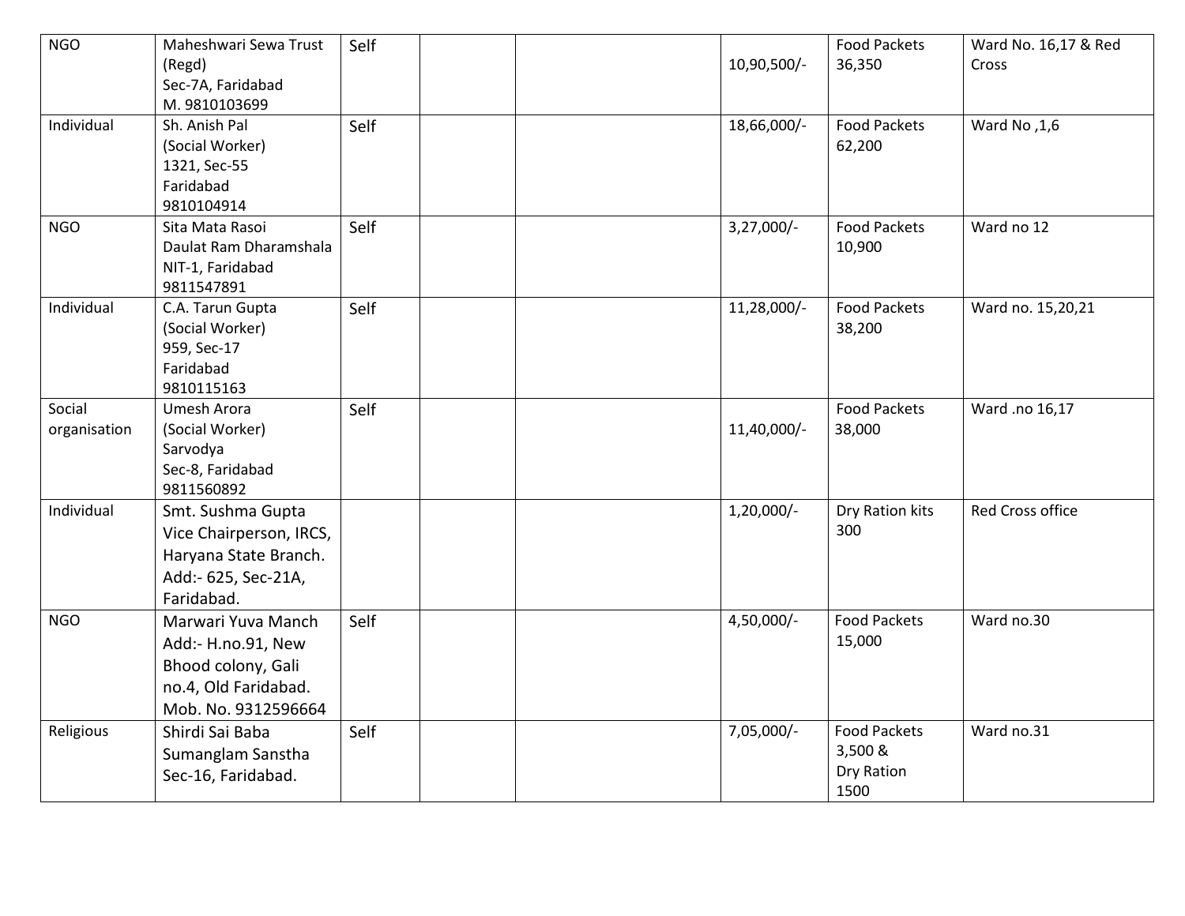| | | | | | | | |
|---|---|---|---|---|---|---|---|
| NGO | Maheshwari Sewa Trust (Regd) Sec-7A, Faridabad M. 9810103699 | Self | | | 10,90,500/- | Food Packets 36,350 | Ward No. 16,17 & Red Cross |
| Individual | Sh. Anish Pal (Social Worker) 1321, Sec-55 Faridabad 9810104914 | Self | | | 18,66,000/- | Food Packets 62,200 | Ward No ,1,6 |
| NGO | Sita Mata Rasoi Daulat Ram Dharamshala NIT-1, Faridabad 9811547891 | Self | | | 3,27,000/- | Food Packets 10,900 | Ward no 12 |
| Individual | C.A. Tarun Gupta (Social Worker) 959, Sec-17 Faridabad 9810115163 | Self | | | 11,28,000/- | Food Packets 38,200 | Ward no. 15,20,21 |
| Social organisation | Umesh Arora (Social Worker) Sarvodya Sec-8, Faridabad 9811560892 | Self | | | 11,40,000/- | Food Packets 38,000 | Ward .no 16,17 |
| Individual | Smt. Sushma Gupta Vice Chairperson, IRCS, Haryana State Branch. Add:- 625, Sec-21A, Faridabad. | | | | 1,20,000/- | Dry Ration kits 300 | Red Cross office |
| NGO | Marwari Yuva Manch Add:- H.no.91, New Bhood colony, Gali no.4, Old Faridabad. Mob. No. 9312596664 | Self | | | 4,50,000/- | Food Packets 15,000 | Ward no.30 |
| Religious | Shirdi Sai Baba Sumanglam Sanstha Sec-16, Faridabad. | Self | | | 7,05,000/- | Food Packets 3,500 & Dry Ration 1500 | Ward no.31 |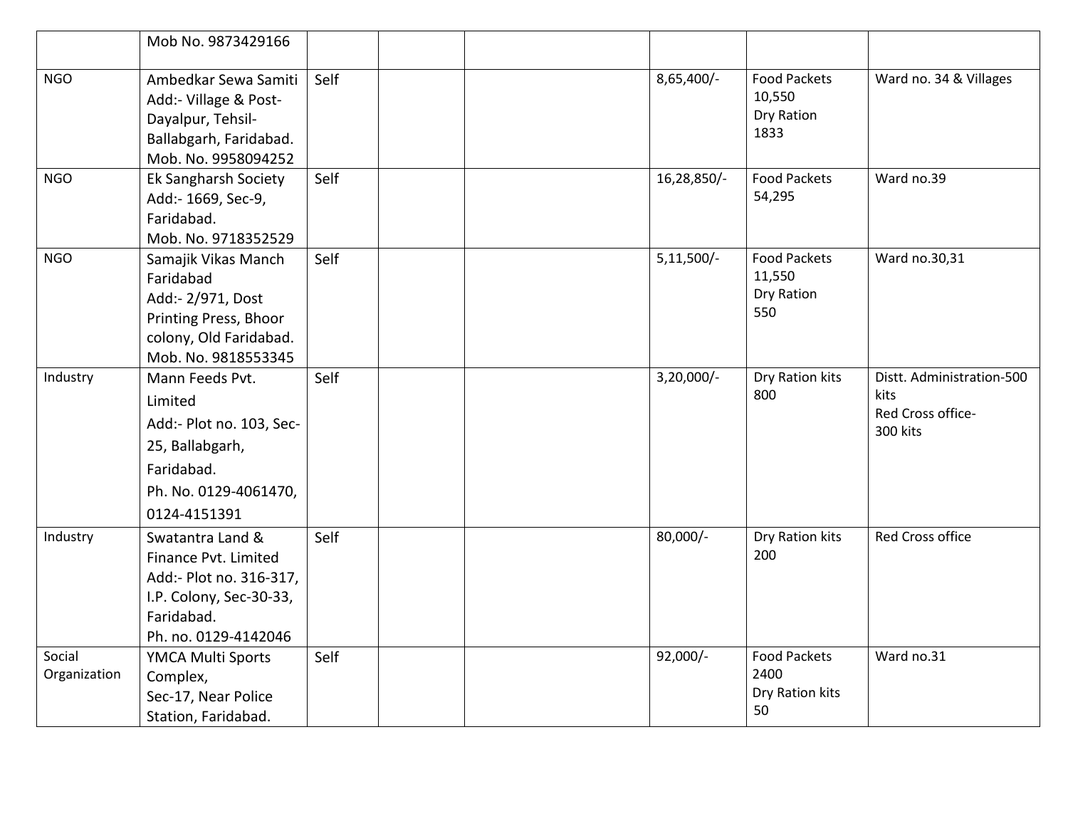|  |  |  |  |  |  |  |  |
|---|---|---|---|---|---|---|---|
|  | Mob No. 9873429166 |  |  |  |  |  |  |
| NGO | Ambedkar Sewa Samiti<br>Add:- Village & Post-Dayalpur, Tehsil-Ballabgarh, Faridabad.<br>Mob. No. 9958094252 | Self |  |  | 8,65,400/- | Food Packets 10,550<br>Dry Ration 1833 | Ward no. 34 & Villages |
| NGO | Ek Sangharsh Society<br>Add:- 1669, Sec-9, Faridabad.<br>Mob. No. 9718352529 | Self |  |  | 16,28,850/- | Food Packets 54,295 | Ward no.39 |
| NGO | Samajik Vikas Manch Faridabad<br>Add:- 2/971, Dost Printing Press, Bhoor colony, Old Faridabad.<br>Mob. No. 9818553345 | Self |  |  | 5,11,500/- | Food Packets 11,550<br>Dry Ration 550 | Ward no.30,31 |
| Industry | Mann Feeds Pvt. Limited<br>Add:- Plot no. 103, Sec-25, Ballabgarh, Faridabad.<br>Ph. No. 0129-4061470, 0124-4151391 | Self |  |  | 3,20,000/- | Dry Ration kits 800 | Distt. Administration-500 kits<br>Red Cross office- 300 kits |
| Industry | Swatantra Land & Finance Pvt. Limited<br>Add:- Plot no. 316-317, I.P. Colony, Sec-30-33, Faridabad.<br>Ph. no. 0129-4142046 | Self |  |  | 80,000/- | Dry Ration kits 200 | Red Cross office |
| Social Organization | YMCA Multi Sports Complex,<br>Sec-17, Near Police Station, Faridabad. | Self |  |  | 92,000/- | Food Packets 2400<br>Dry Ration kits 50 | Ward no.31 |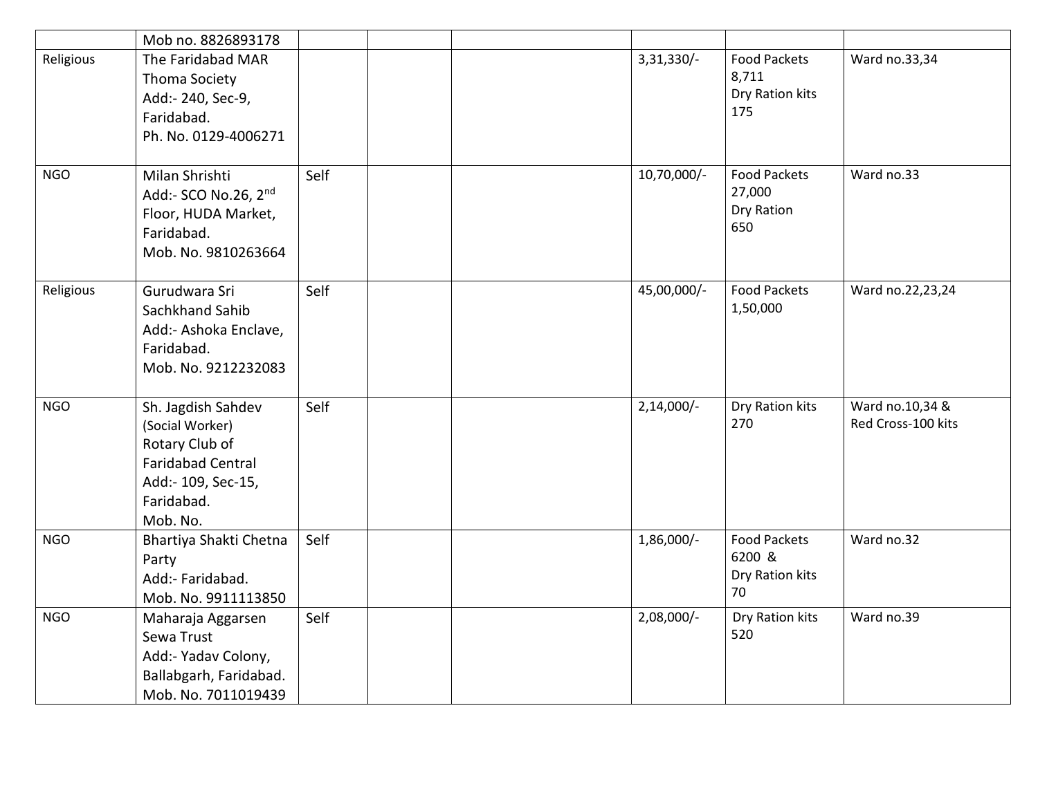| | | | | | | | |
|---|---|---|---|---|---|---|---|
| | Mob no. 8826893178 | | | | | | |
| Religious | The Faridabad MAR Thoma Society<br>Add:- 240, Sec-9, Faridabad.<br>Ph. No. 0129-4006271 | | | | 3,31,330/- | Food Packets 8,711<br>Dry Ration kits 175 | Ward no.33,34 |
| NGO | Milan Shrishti<br>Add:- SCO No.26, 2nd Floor, HUDA Market, Faridabad.<br>Mob. No. 9810263664 | Self | | | 10,70,000/- | Food Packets 27,000<br>Dry Ration 650 | Ward no.33 |
| Religious | Gurudwara Sri Sachkhand Sahib<br>Add:- Ashoka Enclave, Faridabad.<br>Mob. No. 9212232083 | Self | | | 45,00,000/- | Food Packets 1,50,000 | Ward no.22,23,24 |
| NGO | Sh. Jagdish Sahdev (Social Worker)<br>Rotary Club of Faridabad Central<br>Add:- 109, Sec-15, Faridabad.<br>Mob. No. | Self | | | 2,14,000/- | Dry Ration kits 270 | Ward no.10,34 & Red Cross-100 kits |
| NGO | Bhartiya Shakti Chetna Party<br>Add:- Faridabad.<br>Mob. No. 9911113850 | Self | | | 1,86,000/- | Food Packets 6200 &<br>Dry Ration kits 70 | Ward no.32 |
| NGO | Maharaja Aggarsen Sewa Trust<br>Add:- Yadav Colony, Ballabgarh, Faridabad.<br>Mob. No. 7011019439 | Self | | | 2,08,000/- | Dry Ration kits 520 | Ward no.39 |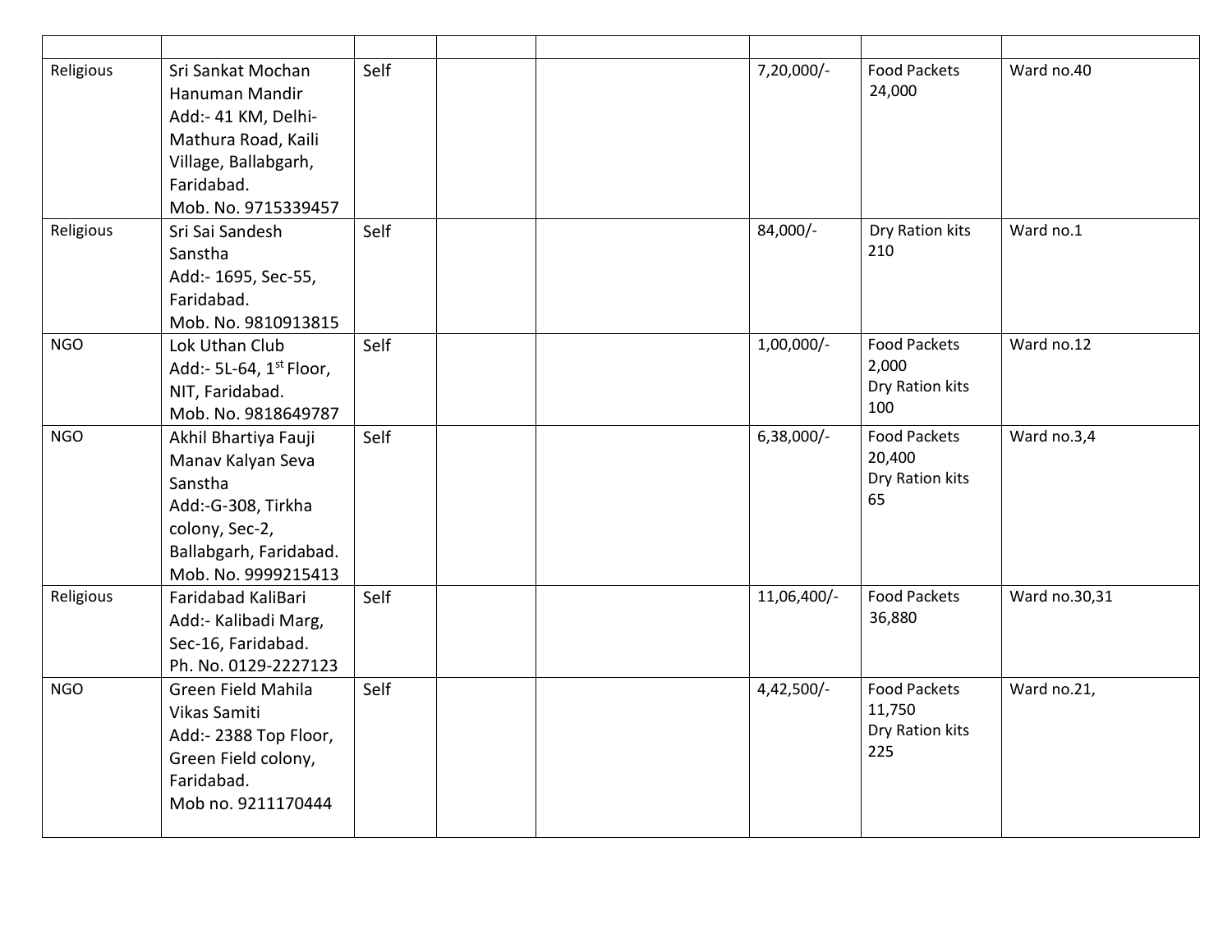| | | | | | | | |
|---|---|---|---|---|---|---|---|
| Religious | Sri Sankat Mochan Hanuman Mandir Add:- 41 KM, Delhi-Mathura Road, Kaili Village, Ballabgarh, Faridabad. Mob. No. 9715339457 | Self | | | 7,20,000/- | Food Packets 24,000 | Ward no.40 |
| Religious | Sri Sai Sandesh Sanstha Add:- 1695, Sec-55, Faridabad. Mob. No. 9810913815 | Self | | | 84,000/- | Dry Ration kits 210 | Ward no.1 |
| NGO | Lok Uthan Club Add:- 5L-64, 1st Floor, NIT, Faridabad. Mob. No. 9818649787 | Self | | | 1,00,000/- | Food Packets 2,000 Dry Ration kits 100 | Ward no.12 |
| NGO | Akhil Bhartiya Fauji Manav Kalyan Seva Sanstha Add:-G-308, Tirkha colony, Sec-2, Ballabgarh, Faridabad. Mob. No. 9999215413 | Self | | | 6,38,000/- | Food Packets 20,400 Dry Ration kits 65 | Ward no.3,4 |
| Religious | Faridabad KaliBari Add:- Kalibadi Marg, Sec-16, Faridabad. Ph. No. 0129-2227123 | Self | | | 11,06,400/- | Food Packets 36,880 | Ward no.30,31 |
| NGO | Green Field Mahila Vikas Samiti Add:- 2388 Top Floor, Green Field colony, Faridabad. Mob no. 9211170444 | Self | | | 4,42,500/- | Food Packets 11,750 Dry Ration kits 225 | Ward no.21, |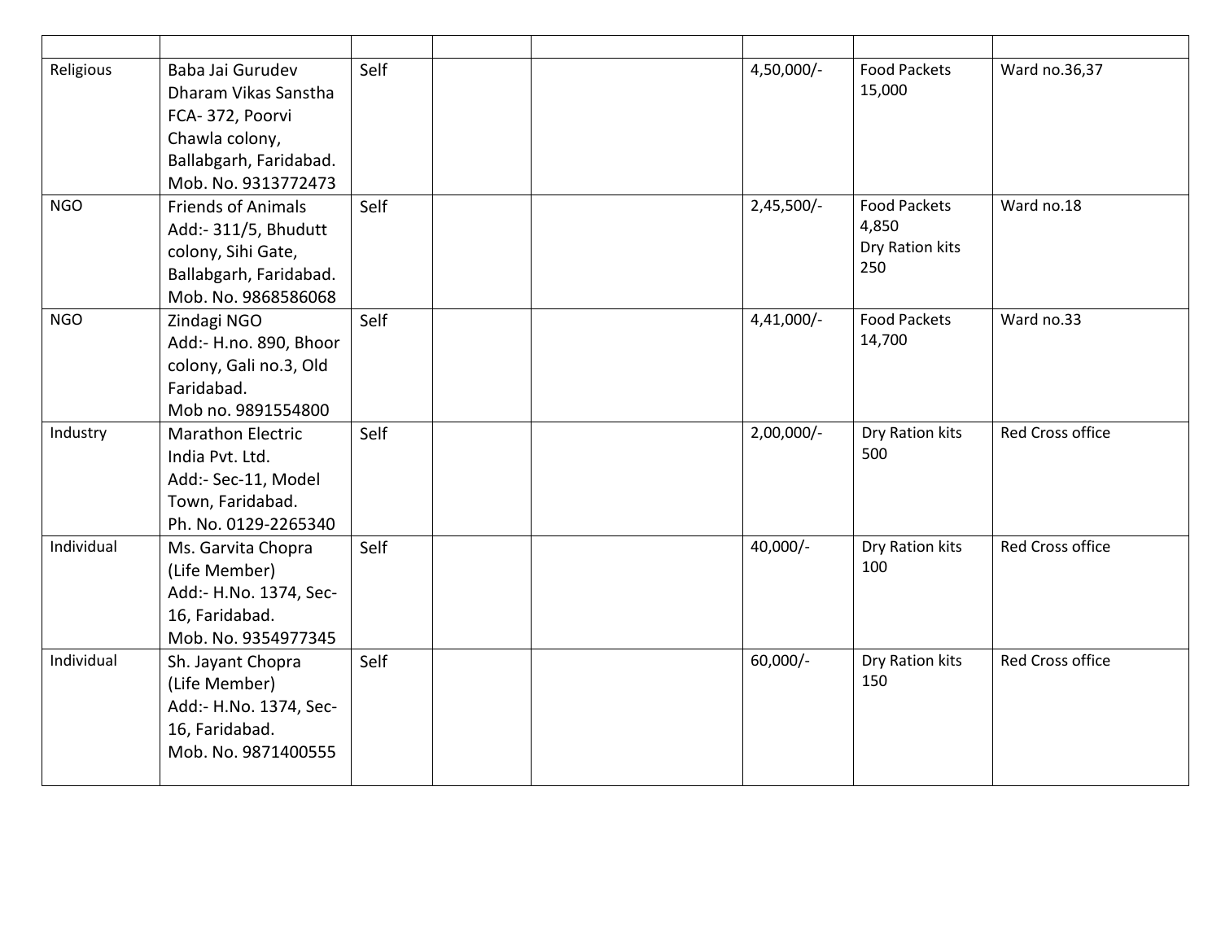| | | | | | | | |
|---|---|---|---|---|---|---|---|
| Religious | Baba Jai Gurudev Dharam Vikas Sanstha FCA- 372, Poorvi Chawla colony, Ballabgarh, Faridabad. Mob. No. 9313772473 | Self | | | 4,50,000/- | Food Packets 15,000 | Ward no.36,37 |
| NGO | Friends of Animals Add:- 311/5, Bhudutt colony, Sihi Gate, Ballabgarh, Faridabad. Mob. No. 9868586068 | Self | | | 2,45,500/- | Food Packets 4,850 Dry Ration kits 250 | Ward no.18 |
| NGO | Zindagi NGO Add:- H.no. 890, Bhoor colony, Gali no.3, Old Faridabad. Mob no. 9891554800 | Self | | | 4,41,000/- | Food Packets 14,700 | Ward no.33 |
| Industry | Marathon Electric India Pvt. Ltd. Add:- Sec-11, Model Town, Faridabad. Ph. No. 0129-2265340 | Self | | | 2,00,000/- | Dry Ration kits 500 | Red Cross office |
| Individual | Ms. Garvita Chopra (Life Member) Add:- H.No. 1374, Sec-16, Faridabad. Mob. No. 9354977345 | Self | | | 40,000/- | Dry Ration kits 100 | Red Cross office |
| Individual | Sh. Jayant Chopra (Life Member) Add:- H.No. 1374, Sec-16, Faridabad. Mob. No. 9871400555 | Self | | | 60,000/- | Dry Ration kits 150 | Red Cross office |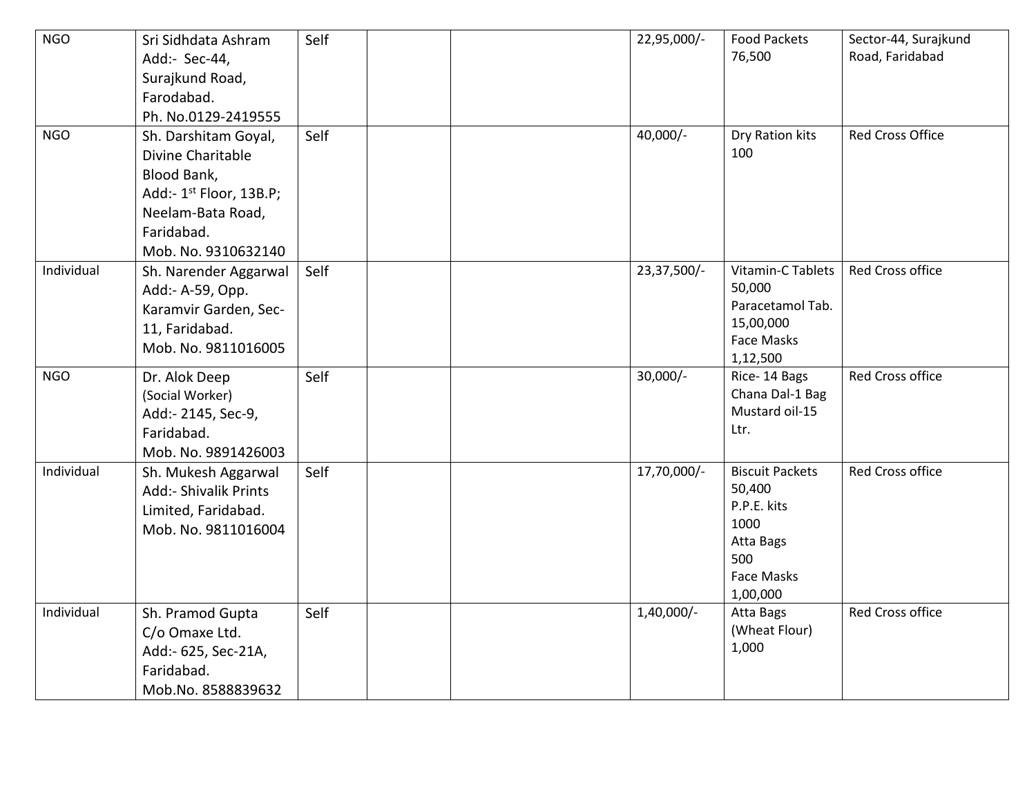| | | | | | | | |
|---|---|---|---|---|---|---|---|
| NGO | Sri Sidhdata Ashram<br>Add:- Sec-44, Surajkund Road, Farodabad.<br>Ph. No.0129-2419555 | Self | | | 22,95,000/- | Food Packets 76,500 | Sector-44, Surajkund Road, Faridabad |
| NGO | Sh. Darshitam Goyal, Divine Charitable Blood Bank,<br>Add:- 1st Floor, 13B.P; Neelam-Bata Road, Faridabad.<br>Mob. No. 9310632140 | Self | | | 40,000/- | Dry Ration kits 100 | Red Cross Office |
| Individual | Sh. Narender Aggarwal<br>Add:- A-59, Opp. Karamvir Garden, Sec-11, Faridabad.<br>Mob. No. 9811016005 | Self | | | 23,37,500/- | Vitamin-C Tablets 50,000<br>Paracetamol Tab. 15,00,000<br>Face Masks 1,12,500 | Red Cross office |
| NGO | Dr. Alok Deep<br>(Social Worker)<br>Add:- 2145, Sec-9, Faridabad.<br>Mob. No. 9891426003 | Self | | | 30,000/- | Rice- 14 Bags<br>Chana Dal-1 Bag<br>Mustard oil-15 Ltr. | Red Cross office |
| Individual | Sh. Mukesh Aggarwal<br>Add:- Shivalik Prints Limited, Faridabad.<br>Mob. No. 9811016004 | Self | | | 17,70,000/- | Biscuit Packets 50,400<br>P.P.E. kits 1000<br>Atta Bags 500<br>Face Masks 1,00,000 | Red Cross office |
| Individual | Sh. Pramod Gupta<br>C/o Omaxe Ltd.<br>Add:- 625, Sec-21A, Faridabad.<br>Mob.No. 8588839632 | Self | | | 1,40,000/- | Atta Bags (Wheat Flour) 1,000 | Red Cross office |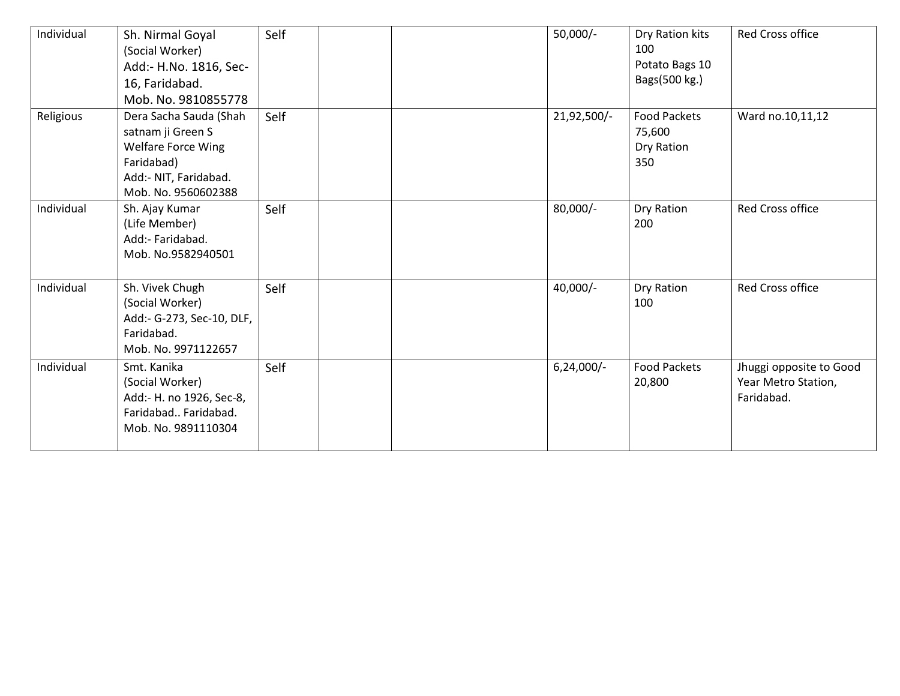| | | | | | | | |
|---|---|---|---|---|---|---|---|
| Individual | Sh. Nirmal Goyal (Social Worker) Add:- H.No. 1816, Sec-16, Faridabad. Mob. No. 9810855778 | Self | | | 50,000/- | Dry Ration kits 100 Potato Bags 10 Bags(500 kg.) | Red Cross office |
| Religious | Dera Sacha Sauda (Shah satnam ji Green S Welfare Force Wing Faridabad) Add:- NIT, Faridabad. Mob. No. 9560602388 | Self | | | 21,92,500/- | Food Packets 75,600 Dry Ration 350 | Ward no.10,11,12 |
| Individual | Sh. Ajay Kumar (Life Member) Add:- Faridabad. Mob. No.9582940501 | Self | | | 80,000/- | Dry Ration 200 | Red Cross office |
| Individual | Sh. Vivek Chugh (Social Worker) Add:- G-273, Sec-10, DLF, Faridabad. Mob. No. 9971122657 | Self | | | 40,000/- | Dry Ration 100 | Red Cross office |
| Individual | Smt. Kanika (Social Worker) Add:- H. no 1926, Sec-8, Faridabad.. Faridabad. Mob. No. 9891110304 | Self | | | 6,24,000/- | Food Packets 20,800 | Jhuggi opposite to Good Year Metro Station, Faridabad. |